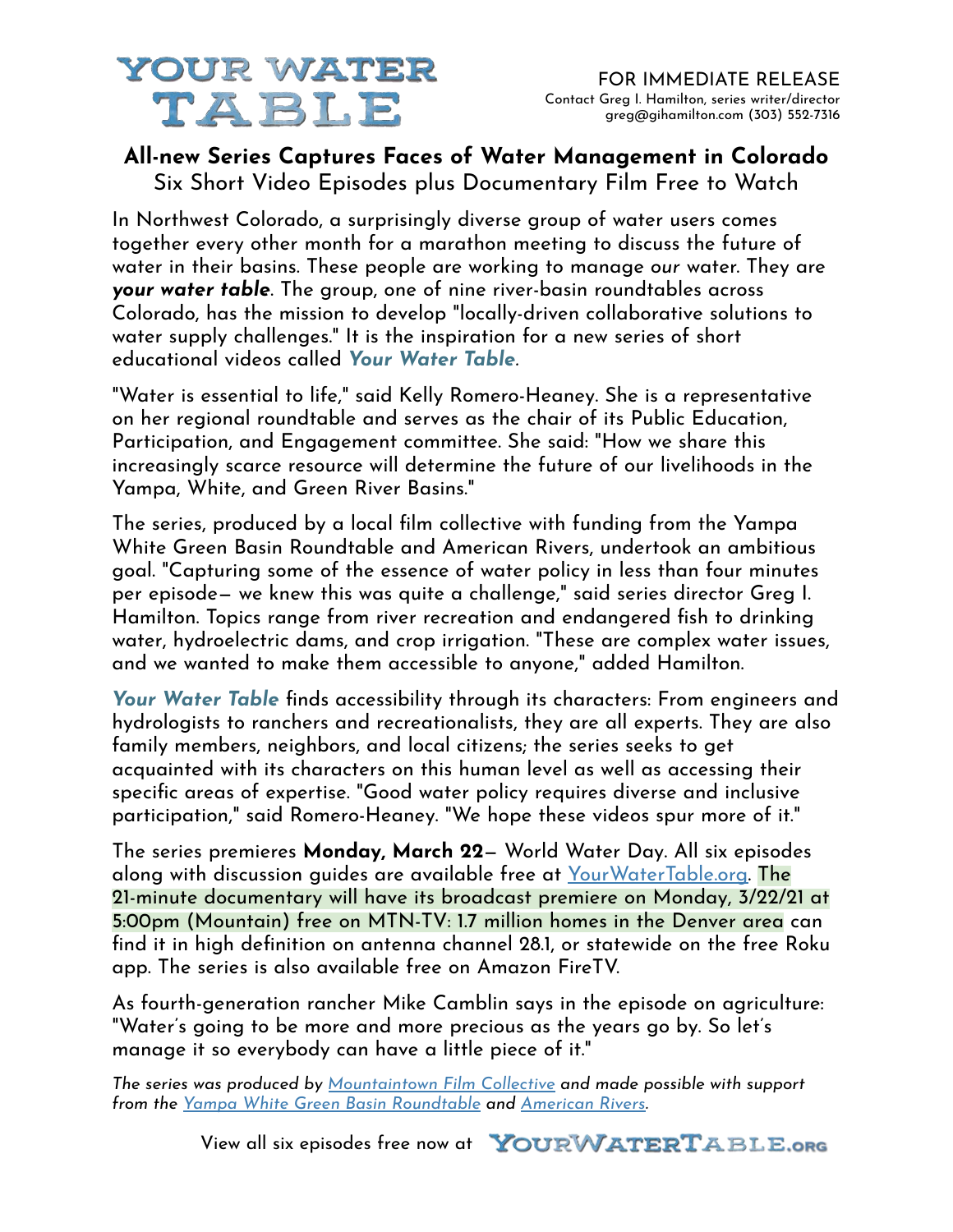# YOUR WATER TABLE

FOR IMMEDIATE RELEASE
Contact Greg I. Hamilton, series writer/director
greg@gihamilton.com (303) 552-7316

## All-new Series Captures Faces of Water Management in Colorado

### Six Short Video Episodes plus Documentary Film Free to Watch

In Northwest Colorado, a surprisingly diverse group of water users comes together every other month for a marathon meeting to discuss the future of water in their basins. These people are working to manage *our* water. They are ***your water table***. The group, one of nine river-basin roundtables across Colorado, has the mission to develop "locally-driven collaborative solutions to water supply challenges." It is the inspiration for a new series of short educational videos called ***Your Water Table***.

"Water is essential to life," said Kelly Romero-Heaney. She is a representative on her regional roundtable and serves as the chair of its Public Education, Participation, and Engagement committee. She said: "How we share this increasingly scarce resource will determine the future of our livelihoods in the Yampa, White, and Green River Basins."

The series, produced by a local film collective with funding from the Yampa White Green Basin Roundtable and American Rivers, undertook an ambitious goal. "Capturing some of the essence of water policy in less than four minutes per episode— we knew this was quite a challenge," said series director Greg I. Hamilton. Topics range from river recreation and endangered fish to drinking water, hydroelectric dams, and crop irrigation. "These are complex water issues, and we wanted to make them accessible to anyone," added Hamilton.

***Your Water Table*** finds accessibility through its characters: From engineers and hydrologists to ranchers and recreationalists, they are all experts. They are also family members, neighbors, and local citizens; the series seeks to get acquainted with its characters on this human level as well as accessing their specific areas of expertise. "Good water policy requires diverse and inclusive participation," said Romero-Heaney. "We hope these videos spur more of it."

The series premieres **Monday, March 22**— World Water Day. All six episodes along with discussion guides are available free at YourWaterTable.org. The 21-minute documentary will have its broadcast premiere on Monday, 3/22/21 at 5:00pm (Mountain) free on MTN-TV: 1.7 million homes in the Denver area can find it in high definition on antenna channel 28.1, or statewide on the free Roku app. The series is also available free on Amazon FireTV.

As fourth-generation rancher Mike Camblin says in the episode on agriculture: "Water's going to be more and more precious as the years go by. So let's manage it so everybody can have a little piece of it."

*The series was produced by Mountaintown Film Collective and made possible with support from the Yampa White Green Basin Roundtable and American Rivers.*

View all six episodes free now at YOURWATERTABLE.ORG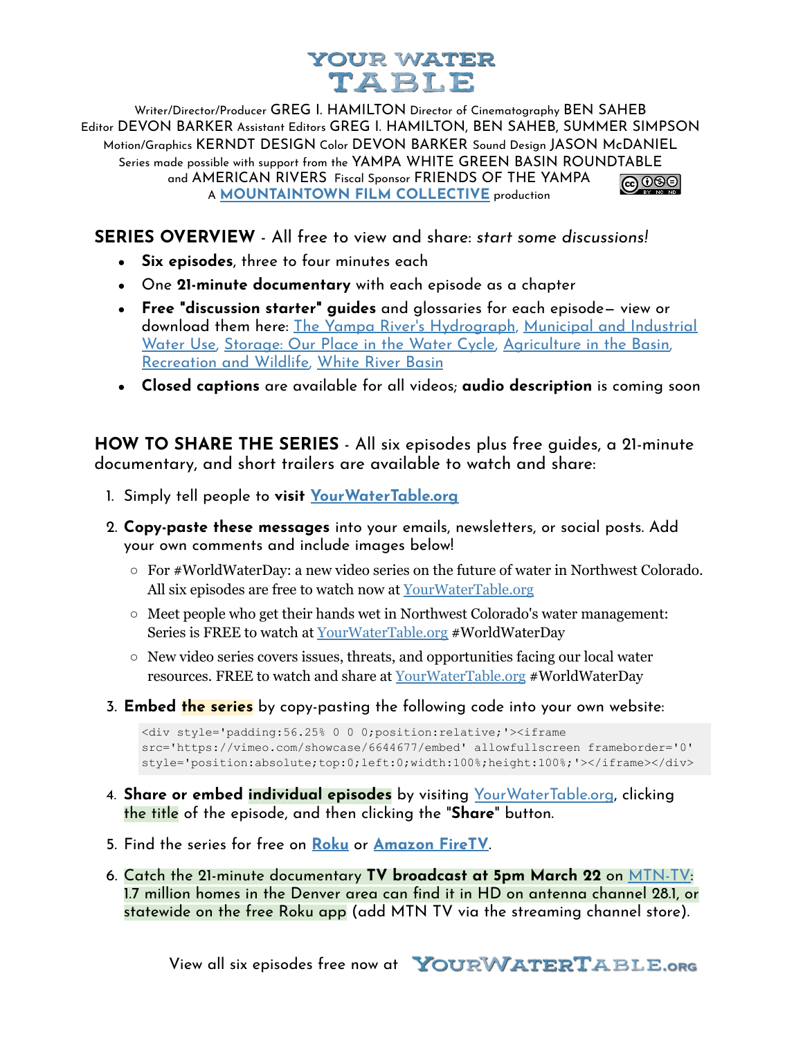# YOUR WATER TABLE

Writer/Director/Producer GREG I. HAMILTON Director of Cinematography BEN SAHEB
Editor DEVON BARKER Assistant Editors GREG I. HAMILTON, BEN SAHEB, SUMMER SIMPSON
Motion/Graphics KERNDT DESIGN Color DEVON BARKER Sound Design JASON McDANIEL
Series made possible with support from the YAMPA WHITE GREEN BASIN ROUNDTABLE
and AMERICAN RIVERS Fiscal Sponsor FRIENDS OF THE YAMPA
A **MOUNTAINTOWN FILM COLLECTIVE** production

## SERIES OVERVIEW - All free to view and share: *start some discussions!*

- **Six episodes**, three to four minutes each
- One **21-minute documentary** with each episode as a chapter
- **Free "discussion starter" guides** and glossaries for each episode— view or download them here: The Yampa River's Hydrograph, Municipal and Industrial Water Use, Storage: Our Place in the Water Cycle, Agriculture in the Basin, Recreation and Wildlife, White River Basin
- **Closed captions** are available for all videos; **audio description** is coming soon

## HOW TO SHARE THE SERIES - All six episodes plus free guides, a 21-minute documentary, and short trailers are available to watch and share:

1. Simply tell people to **visit YourWaterTable.org**
2. **Copy-paste these messages** into your emails, newsletters, or social posts. Add your own comments and include images below!
   - For #WorldWaterDay: a new video series on the future of water in Northwest Colorado. All six episodes are free to watch now at YourWaterTable.org
   - Meet people who get their hands wet in Northwest Colorado's water management: Series is FREE to watch at YourWaterTable.org #WorldWaterDay
   - New video series covers issues, threats, and opportunities facing our local water resources. FREE to watch and share at YourWaterTable.org #WorldWaterDay
3. **Embed the series** by copy-pasting the following code into your own website:

```
<div style='padding:56.25% 0 0 0;position:relative;'><iframe
src='https://vimeo.com/showcase/6644677/embed' allowfullscreen frameborder='0'
style='position:absolute;top:0;left:0;width:100%;height:100%;'></iframe></div>
```

4. **Share or embed individual episodes** by visiting YourWaterTable.org, clicking the title of the episode, and then clicking the "**Share**" button.
5. Find the series for free on **Roku** or **Amazon FireTV**.
6. Catch the 21-minute documentary **TV broadcast at 5pm March 22** on MTN-TV: 1.7 million homes in the Denver area can find it in HD on antenna channel 28.1, or statewide on the free Roku app (add MTN TV via the streaming channel store).

View all six episodes free now at YOURWATERTABLE.ORG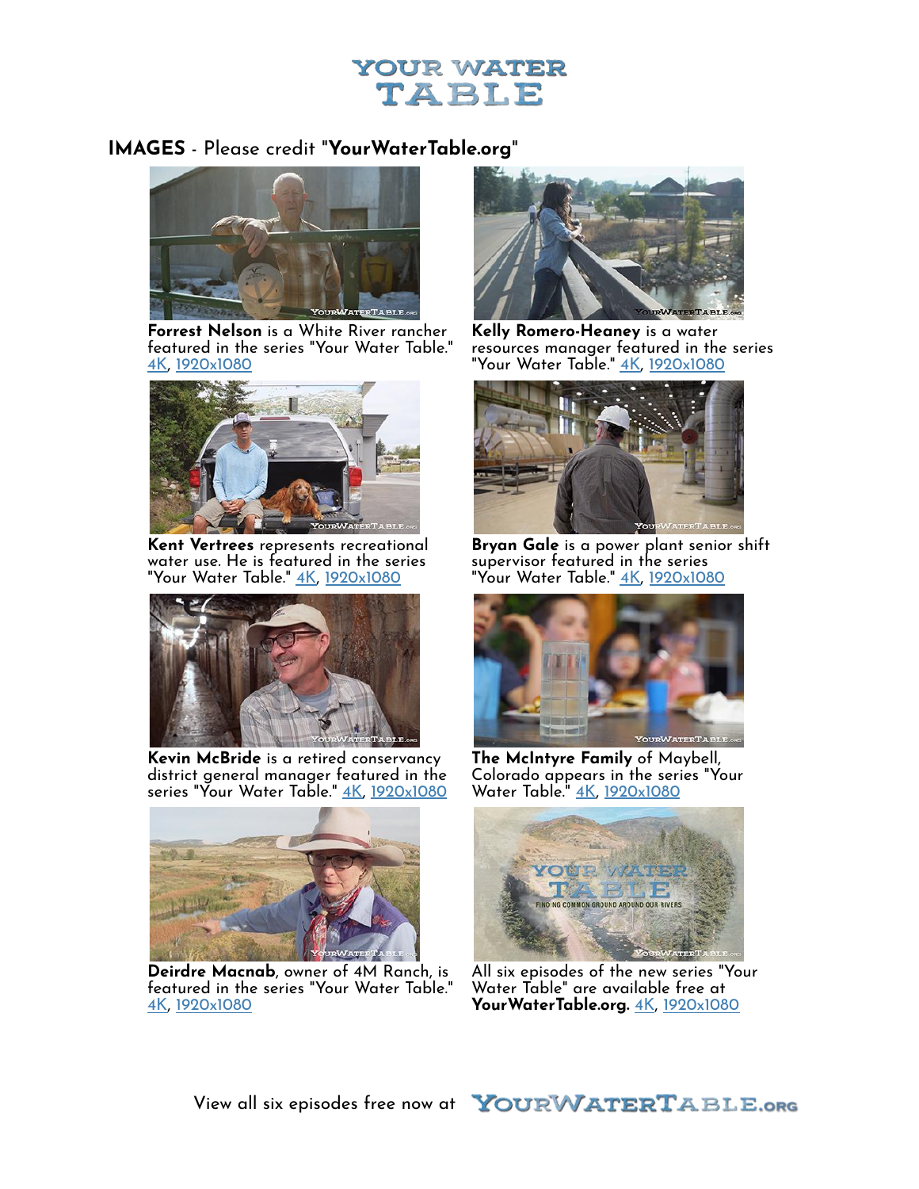# YOUR WATER TABLE

## IMAGES - Please credit "YourWaterTable.org"

**Forrest Nelson** is a White River rancher featured in the series "Your Water Table." 4K, 1920x1080

**Kelly Romero-Heaney** is a water resources manager featured in the series "Your Water Table." 4K, 1920x1080

**Kent Vertrees** represents recreational water use. He is featured in the series "Your Water Table." 4K, 1920x1080

**Bryan Gale** is a power plant senior shift supervisor featured in the series "Your Water Table." 4K, 1920x1080

**Kevin McBride** is a retired conservancy district general manager featured in the series "Your Water Table." 4K, 1920x1080

**The McIntyre Family** of Maybell, Colorado appears in the series "Your Water Table." 4K, 1920x1080

**Deirdre Macnab**, owner of 4M Ranch, is featured in the series "Your Water Table." 4K, 1920x1080

All six episodes of the new series "Your Water Table" are available free at **YourWaterTable.org.** 4K, 1920x1080

View all six episodes free now at YOURWATERTABLE.ORG